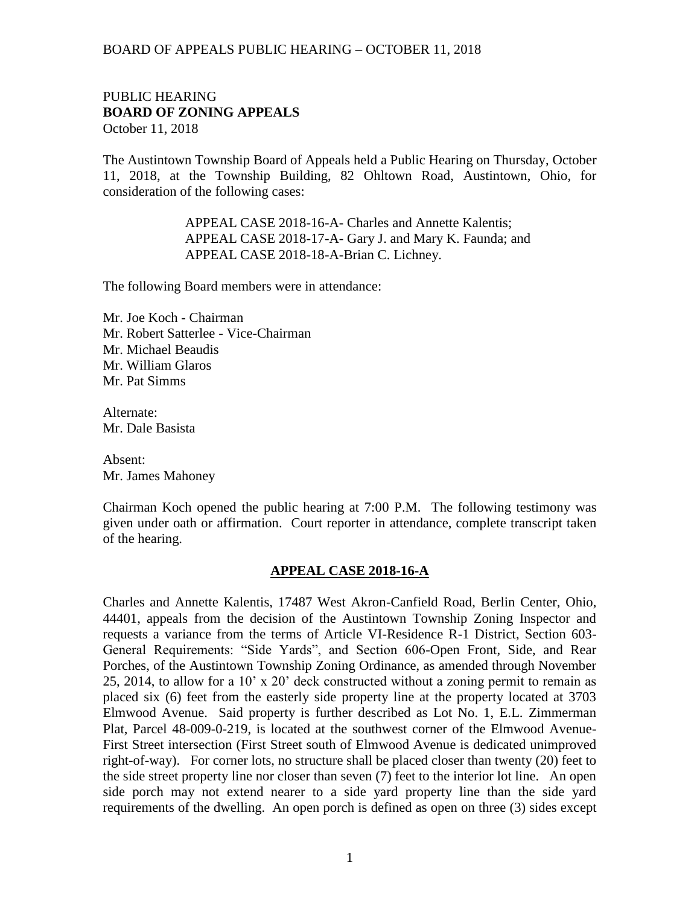PUBLIC HEARING
**BOARD OF ZONING APPEALS**
October 11, 2018

The Austintown Township Board of Appeals held a Public Hearing on Thursday, October 11, 2018, at the Township Building, 82 Ohltown Road, Austintown, Ohio, for consideration of the following cases:

APPEAL CASE 2018-16-A- Charles and Annette Kalentis;
APPEAL CASE 2018-17-A- Gary J. and Mary K. Faunda; and
APPEAL CASE 2018-18-A-Brian C. Lichney.

The following Board members were in attendance:

Mr. Joe Koch - Chairman
Mr. Robert Satterlee - Vice-Chairman
Mr. Michael Beaudis
Mr. William Glaros
Mr. Pat Simms

Alternate:
Mr. Dale Basista

Absent:
Mr. James Mahoney

Chairman Koch opened the public hearing at 7:00 P.M. The following testimony was given under oath or affirmation. Court reporter in attendance, complete transcript taken of the hearing.

## APPEAL CASE 2018-16-A

Charles and Annette Kalentis, 17487 West Akron-Canfield Road, Berlin Center, Ohio, 44401, appeals from the decision of the Austintown Township Zoning Inspector and requests a variance from the terms of Article VI-Residence R-1 District, Section 603-General Requirements: "Side Yards", and Section 606-Open Front, Side, and Rear Porches, of the Austintown Township Zoning Ordinance, as amended through November 25, 2014, to allow for a 10' x 20' deck constructed without a zoning permit to remain as placed six (6) feet from the easterly side property line at the property located at 3703 Elmwood Avenue. Said property is further described as Lot No. 1, E.L. Zimmerman Plat, Parcel 48-009-0-219, is located at the southwest corner of the Elmwood Avenue-First Street intersection (First Street south of Elmwood Avenue is dedicated unimproved right-of-way). For corner lots, no structure shall be placed closer than twenty (20) feet to the side street property line nor closer than seven (7) feet to the interior lot line. An open side porch may not extend nearer to a side yard property line than the side yard requirements of the dwelling. An open porch is defined as open on three (3) sides except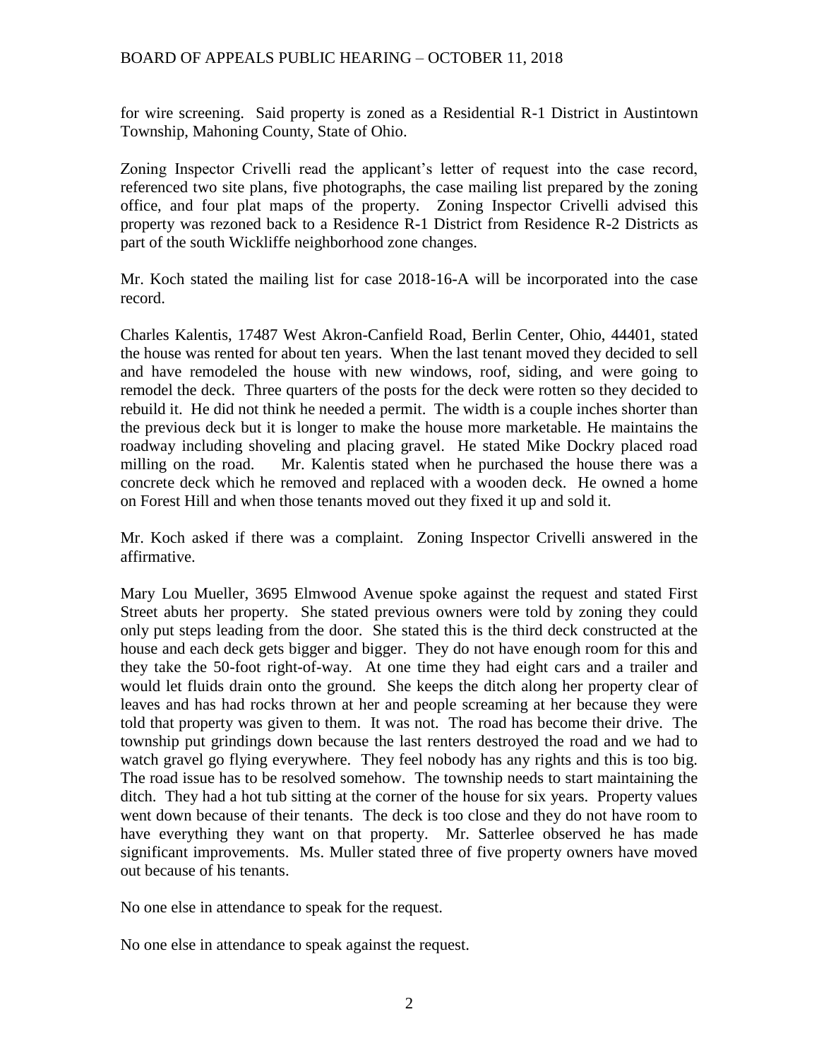for wire screening. Said property is zoned as a Residential R-1 District in Austintown Township, Mahoning County, State of Ohio.

Zoning Inspector Crivelli read the applicant's letter of request into the case record, referenced two site plans, five photographs, the case mailing list prepared by the zoning office, and four plat maps of the property. Zoning Inspector Crivelli advised this property was rezoned back to a Residence R-1 District from Residence R-2 Districts as part of the south Wickliffe neighborhood zone changes.

Mr. Koch stated the mailing list for case 2018-16-A will be incorporated into the case record.

Charles Kalentis, 17487 West Akron-Canfield Road, Berlin Center, Ohio, 44401, stated the house was rented for about ten years. When the last tenant moved they decided to sell and have remodeled the house with new windows, roof, siding, and were going to remodel the deck. Three quarters of the posts for the deck were rotten so they decided to rebuild it. He did not think he needed a permit. The width is a couple inches shorter than the previous deck but it is longer to make the house more marketable. He maintains the roadway including shoveling and placing gravel. He stated Mike Dockry placed road milling on the road. Mr. Kalentis stated when he purchased the house there was a concrete deck which he removed and replaced with a wooden deck. He owned a home on Forest Hill and when those tenants moved out they fixed it up and sold it.

Mr. Koch asked if there was a complaint. Zoning Inspector Crivelli answered in the affirmative.

Mary Lou Mueller, 3695 Elmwood Avenue spoke against the request and stated First Street abuts her property. She stated previous owners were told by zoning they could only put steps leading from the door. She stated this is the third deck constructed at the house and each deck gets bigger and bigger. They do not have enough room for this and they take the 50-foot right-of-way. At one time they had eight cars and a trailer and would let fluids drain onto the ground. She keeps the ditch along her property clear of leaves and has had rocks thrown at her and people screaming at her because they were told that property was given to them. It was not. The road has become their drive. The township put grindings down because the last renters destroyed the road and we had to watch gravel go flying everywhere. They feel nobody has any rights and this is too big. The road issue has to be resolved somehow. The township needs to start maintaining the ditch. They had a hot tub sitting at the corner of the house for six years. Property values went down because of their tenants. The deck is too close and they do not have room to have everything they want on that property. Mr. Satterlee observed he has made significant improvements. Ms. Muller stated three of five property owners have moved out because of his tenants.

No one else in attendance to speak for the request.

No one else in attendance to speak against the request.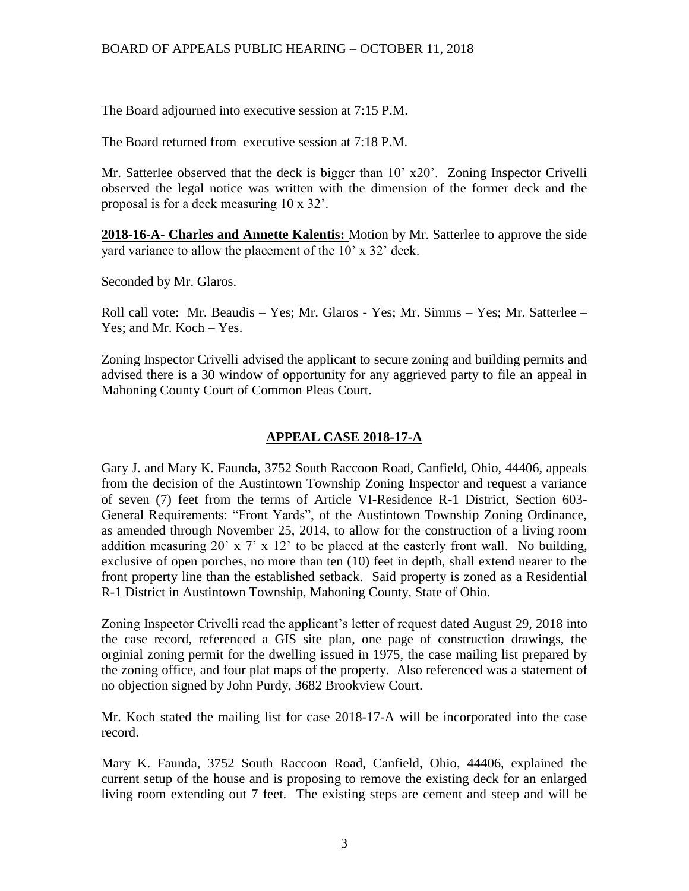The Board adjourned into executive session at 7:15 P.M.

The Board returned from  executive session at 7:18 P.M.

Mr. Satterlee observed that the deck is bigger than 10' x20'. Zoning Inspector Crivelli observed the legal notice was written with the dimension of the former deck and the proposal is for a deck measuring 10 x 32'.

**2018-16-A- Charles and Annette Kalentis:** Motion by Mr. Satterlee to approve the side yard variance to allow the placement of the 10' x 32' deck.

Seconded by Mr. Glaros.

Roll call vote: Mr. Beaudis – Yes; Mr. Glaros - Yes; Mr. Simms – Yes; Mr. Satterlee – Yes; and Mr. Koch – Yes.

Zoning Inspector Crivelli advised the applicant to secure zoning and building permits and advised there is a 30 window of opportunity for any aggrieved party to file an appeal in Mahoning County Court of Common Pleas Court.

## APPEAL CASE 2018-17-A

Gary J. and Mary K. Faunda, 3752 South Raccoon Road, Canfield, Ohio, 44406, appeals from the decision of the Austintown Township Zoning Inspector and request a variance of seven (7) feet from the terms of Article VI-Residence R-1 District, Section 603-General Requirements: "Front Yards", of the Austintown Township Zoning Ordinance, as amended through November 25, 2014, to allow for the construction of a living room addition measuring 20' x 7' x 12' to be placed at the easterly front wall. No building, exclusive of open porches, no more than ten (10) feet in depth, shall extend nearer to the front property line than the established setback. Said property is zoned as a Residential R-1 District in Austintown Township, Mahoning County, State of Ohio.

Zoning Inspector Crivelli read the applicant's letter of request dated August 29, 2018 into the case record, referenced a GIS site plan, one page of construction drawings, the orginial zoning permit for the dwelling issued in 1975, the case mailing list prepared by the zoning office, and four plat maps of the property. Also referenced was a statement of no objection signed by John Purdy, 3682 Brookview Court.

Mr. Koch stated the mailing list for case 2018-17-A will be incorporated into the case record.

Mary K. Faunda, 3752 South Raccoon Road, Canfield, Ohio, 44406, explained the current setup of the house and is proposing to remove the existing deck for an enlarged living room extending out 7 feet. The existing steps are cement and steep and will be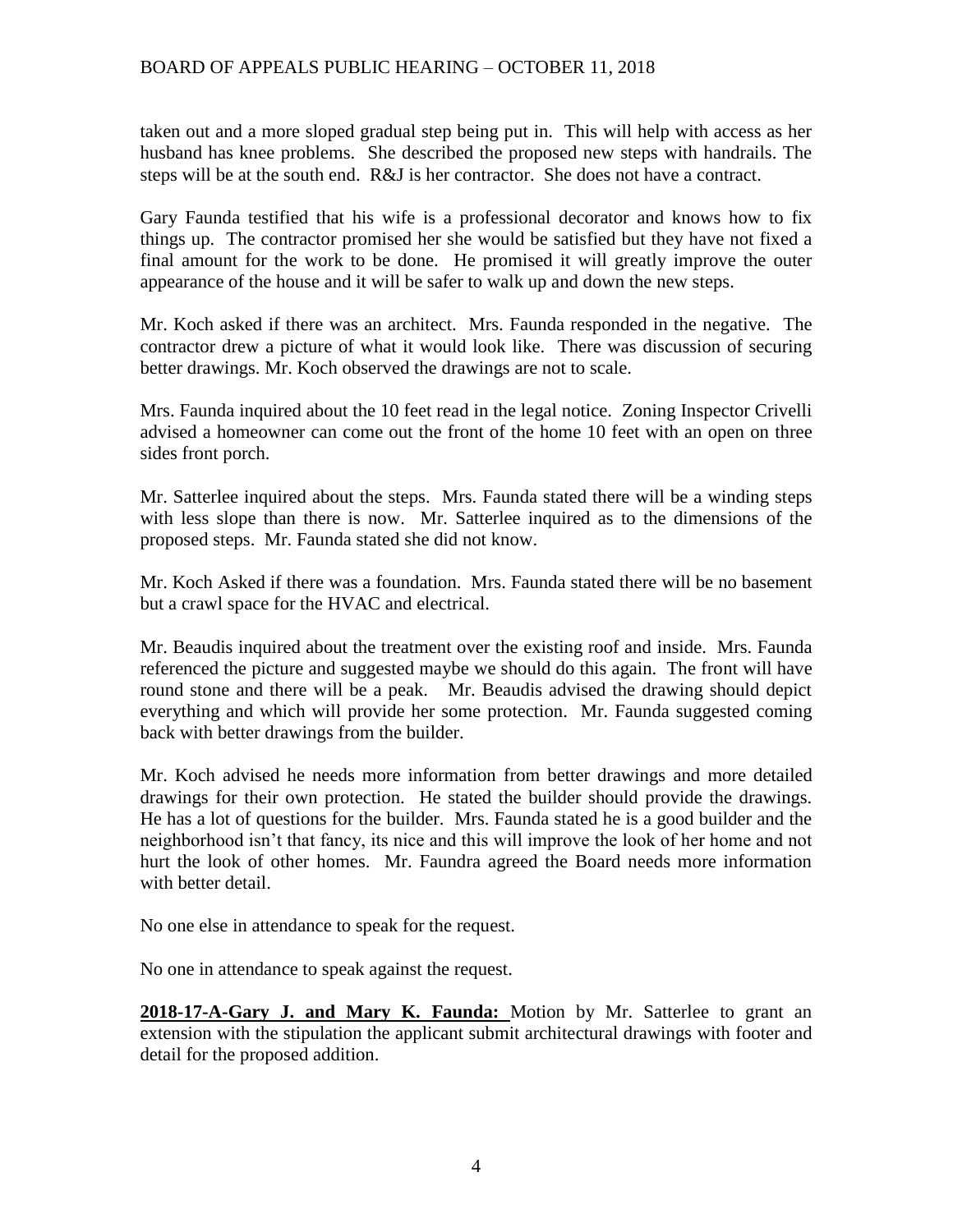taken out and a more sloped gradual step being put in. This will help with access as her husband has knee problems. She described the proposed new steps with handrails. The steps will be at the south end. R&J is her contractor. She does not have a contract.

Gary Faunda testified that his wife is a professional decorator and knows how to fix things up. The contractor promised her she would be satisfied but they have not fixed a final amount for the work to be done. He promised it will greatly improve the outer appearance of the house and it will be safer to walk up and down the new steps.

Mr. Koch asked if there was an architect. Mrs. Faunda responded in the negative. The contractor drew a picture of what it would look like. There was discussion of securing better drawings. Mr. Koch observed the drawings are not to scale.

Mrs. Faunda inquired about the 10 feet read in the legal notice. Zoning Inspector Crivelli advised a homeowner can come out the front of the home 10 feet with an open on three sides front porch.

Mr. Satterlee inquired about the steps. Mrs. Faunda stated there will be a winding steps with less slope than there is now. Mr. Satterlee inquired as to the dimensions of the proposed steps. Mr. Faunda stated she did not know.

Mr. Koch Asked if there was a foundation. Mrs. Faunda stated there will be no basement but a crawl space for the HVAC and electrical.

Mr. Beaudis inquired about the treatment over the existing roof and inside. Mrs. Faunda referenced the picture and suggested maybe we should do this again. The front will have round stone and there will be a peak. Mr. Beaudis advised the drawing should depict everything and which will provide her some protection. Mr. Faunda suggested coming back with better drawings from the builder.

Mr. Koch advised he needs more information from better drawings and more detailed drawings for their own protection. He stated the builder should provide the drawings. He has a lot of questions for the builder. Mrs. Faunda stated he is a good builder and the neighborhood isn't that fancy, its nice and this will improve the look of her home and not hurt the look of other homes. Mr. Faundra agreed the Board needs more information with better detail.

No one else in attendance to speak for the request.

No one in attendance to speak against the request.

**2018-17-A-Gary J. and Mary K. Faunda:** Motion by Mr. Satterlee to grant an extension with the stipulation the applicant submit architectural drawings with footer and detail for the proposed addition.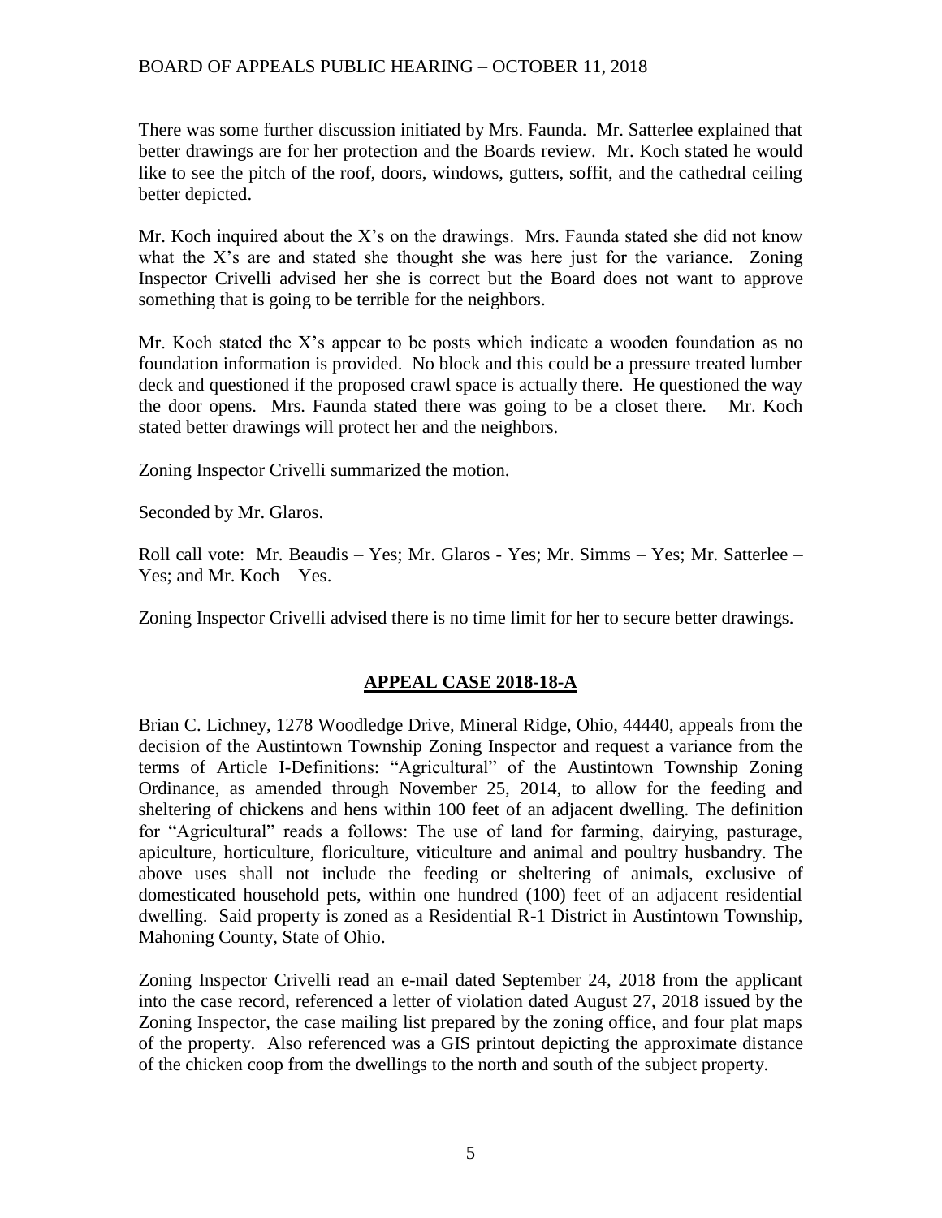There was some further discussion initiated by Mrs. Faunda. Mr. Satterlee explained that better drawings are for her protection and the Boards review. Mr. Koch stated he would like to see the pitch of the roof, doors, windows, gutters, soffit, and the cathedral ceiling better depicted.

Mr. Koch inquired about the X's on the drawings. Mrs. Faunda stated she did not know what the X's are and stated she thought she was here just for the variance. Zoning Inspector Crivelli advised her she is correct but the Board does not want to approve something that is going to be terrible for the neighbors.

Mr. Koch stated the X's appear to be posts which indicate a wooden foundation as no foundation information is provided. No block and this could be a pressure treated lumber deck and questioned if the proposed crawl space is actually there. He questioned the way the door opens. Mrs. Faunda stated there was going to be a closet there. Mr. Koch stated better drawings will protect her and the neighbors.

Zoning Inspector Crivelli summarized the motion.

Seconded by Mr. Glaros.

Roll call vote: Mr. Beaudis – Yes; Mr. Glaros - Yes; Mr. Simms – Yes; Mr. Satterlee – Yes; and Mr. Koch – Yes.

Zoning Inspector Crivelli advised there is no time limit for her to secure better drawings.

## APPEAL CASE 2018-18-A

Brian C. Lichney, 1278 Woodledge Drive, Mineral Ridge, Ohio, 44440, appeals from the decision of the Austintown Township Zoning Inspector and request a variance from the terms of Article I-Definitions: "Agricultural" of the Austintown Township Zoning Ordinance, as amended through November 25, 2014, to allow for the feeding and sheltering of chickens and hens within 100 feet of an adjacent dwelling. The definition for "Agricultural" reads a follows: The use of land for farming, dairying, pasturage, apiculture, horticulture, floriculture, viticulture and animal and poultry husbandry. The above uses shall not include the feeding or sheltering of animals, exclusive of domesticated household pets, within one hundred (100) feet of an adjacent residential dwelling. Said property is zoned as a Residential R-1 District in Austintown Township, Mahoning County, State of Ohio.

Zoning Inspector Crivelli read an e-mail dated September 24, 2018 from the applicant into the case record, referenced a letter of violation dated August 27, 2018 issued by the Zoning Inspector, the case mailing list prepared by the zoning office, and four plat maps of the property. Also referenced was a GIS printout depicting the approximate distance of the chicken coop from the dwellings to the north and south of the subject property.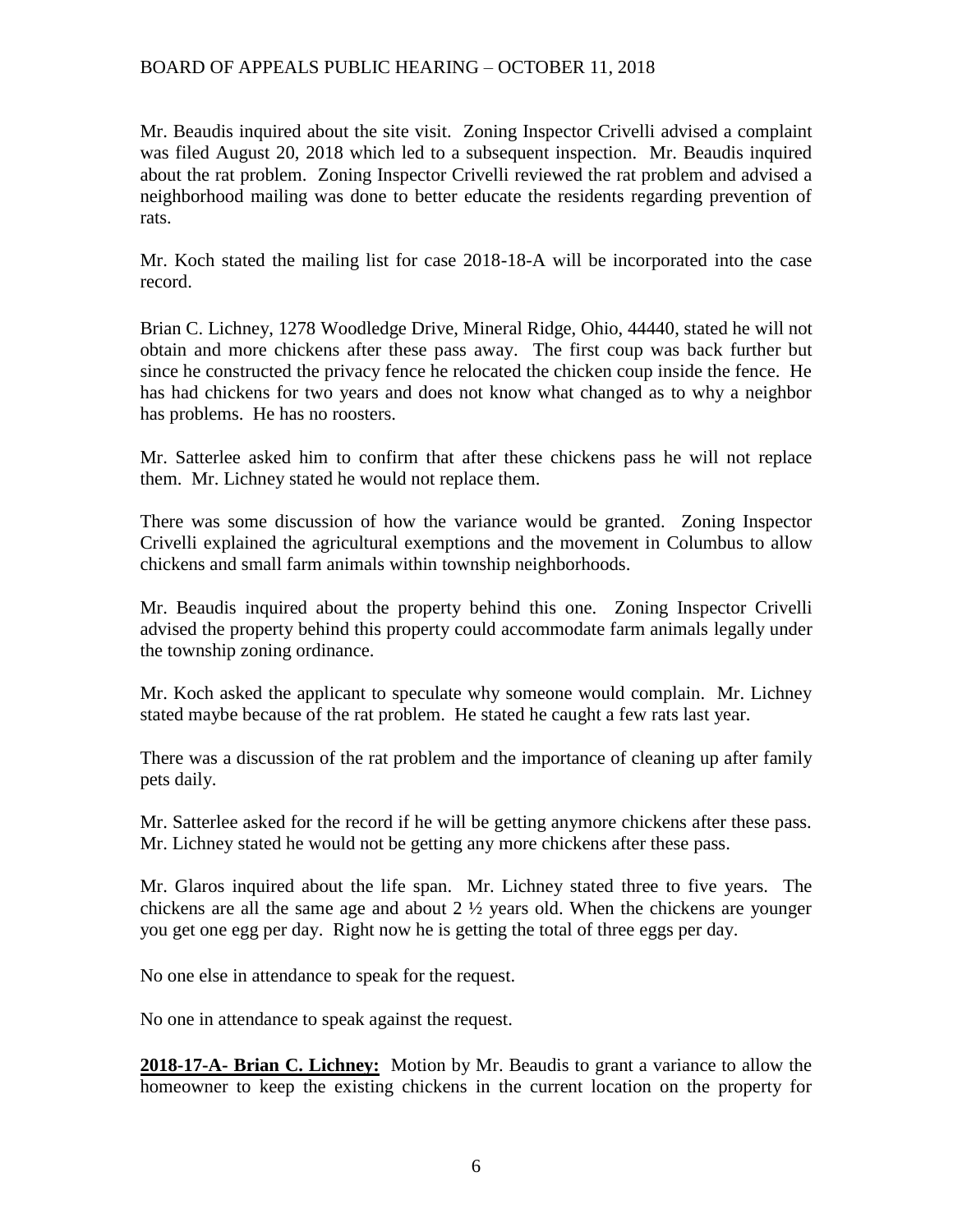Mr. Beaudis inquired about the site visit. Zoning Inspector Crivelli advised a complaint was filed August 20, 2018 which led to a subsequent inspection. Mr. Beaudis inquired about the rat problem. Zoning Inspector Crivelli reviewed the rat problem and advised a neighborhood mailing was done to better educate the residents regarding prevention of rats.

Mr. Koch stated the mailing list for case 2018-18-A will be incorporated into the case record.

Brian C. Lichney, 1278 Woodledge Drive, Mineral Ridge, Ohio, 44440, stated he will not obtain and more chickens after these pass away. The first coup was back further but since he constructed the privacy fence he relocated the chicken coup inside the fence. He has had chickens for two years and does not know what changed as to why a neighbor has problems. He has no roosters.

Mr. Satterlee asked him to confirm that after these chickens pass he will not replace them. Mr. Lichney stated he would not replace them.

There was some discussion of how the variance would be granted. Zoning Inspector Crivelli explained the agricultural exemptions and the movement in Columbus to allow chickens and small farm animals within township neighborhoods.

Mr. Beaudis inquired about the property behind this one. Zoning Inspector Crivelli advised the property behind this property could accommodate farm animals legally under the township zoning ordinance.

Mr. Koch asked the applicant to speculate why someone would complain. Mr. Lichney stated maybe because of the rat problem. He stated he caught a few rats last year.

There was a discussion of the rat problem and the importance of cleaning up after family pets daily.

Mr. Satterlee asked for the record if he will be getting anymore chickens after these pass. Mr. Lichney stated he would not be getting any more chickens after these pass.

Mr. Glaros inquired about the life span. Mr. Lichney stated three to five years. The chickens are all the same age and about 2 ½ years old. When the chickens are younger you get one egg per day. Right now he is getting the total of three eggs per day.

No one else in attendance to speak for the request.

No one in attendance to speak against the request.

**2018-17-A- Brian C. Lichney:** Motion by Mr. Beaudis to grant a variance to allow the homeowner to keep the existing chickens in the current location on the property for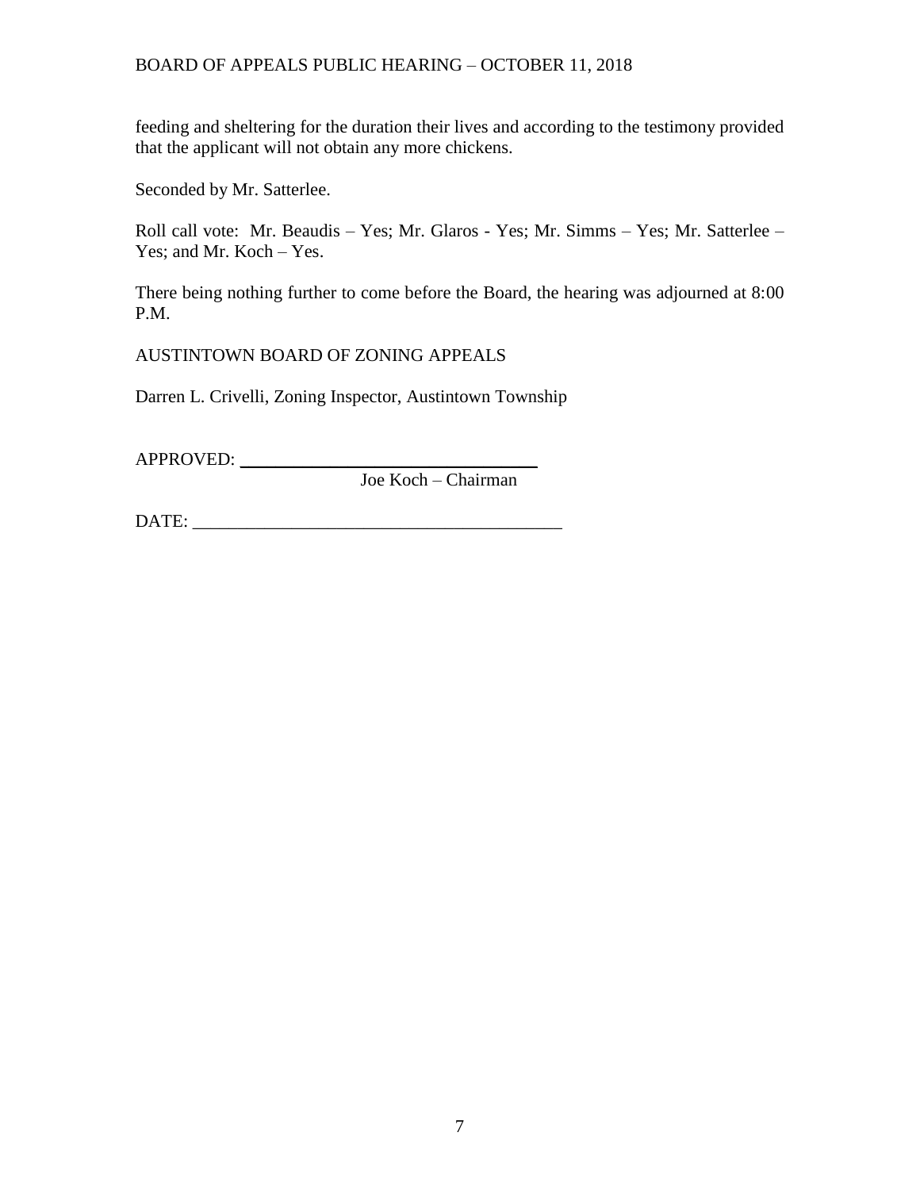feeding and sheltering for the duration their lives and according to the testimony provided that the applicant will not obtain any more chickens.

Seconded by Mr. Satterlee.

Roll call vote: Mr. Beaudis – Yes; Mr. Glaros - Yes; Mr. Simms – Yes; Mr. Satterlee – Yes; and Mr. Koch – Yes.

There being nothing further to come before the Board, the hearing was adjourned at 8:00 P.M.

AUSTINTOWN BOARD OF ZONING APPEALS

Darren L. Crivelli, Zoning Inspector, Austintown Township

APPROVED: ________________________________
Joe Koch – Chairman

DATE: ________________________________________